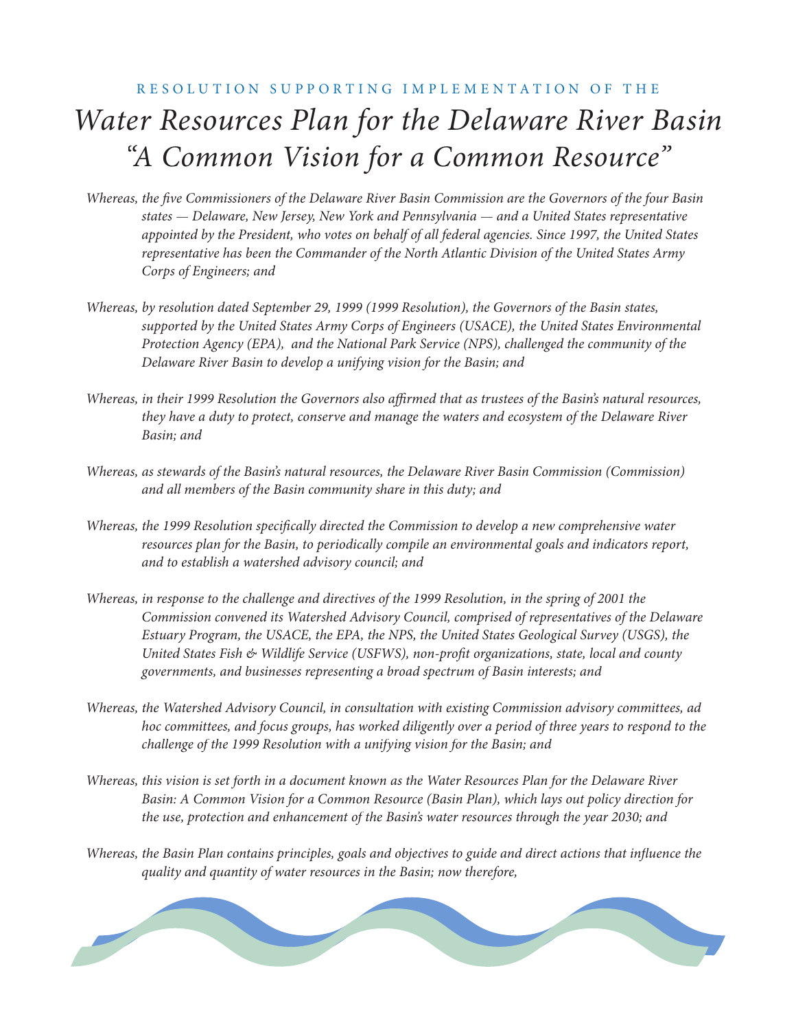RESOLUTION SUPPORTING IMPLEMENTATION OF THE

# *Water Resources Plan for the Delaware River Basin "A Common Vision for a Common Resource"*

*Whereas, the five Commissioners of the Delaware River Basin Commission are the Governors of the four Basin states — Delaware, New Jersey, New York and Pennsylvania — and a United States representative appointed by the President, who votes on behalf of all federal agencies. Since 1997, the United States representative has been the Commander of the North Atlantic Division of the United States Army Corps of Engineers; and*

*Whereas, by resolution dated September 29, 1999 (1999 Resolution), the Governors of the Basin states, supported by the United States Army Corps of Engineers (USACE), the United States Environmental Protection Agency (EPA), and the National Park Service (NPS), challenged the community of the Delaware River Basin to develop a unifying vision for the Basin; and*

*Whereas, in their 1999 Resolution the Governors also affirmed that as trustees of the Basin's natural resources, they have a duty to protect, conserve and manage the waters and ecosystem of the Delaware River Basin; and*

*Whereas, as stewards of the Basin's natural resources, the Delaware River Basin Commission (Commission) and all members of the Basin community share in this duty; and*

*Whereas, the 1999 Resolution specifically directed the Commission to develop a new comprehensive water resources plan for the Basin, to periodically compile an environmental goals and indicators report, and to establish a watershed advisory council; and*

*Whereas, in response to the challenge and directives of the 1999 Resolution, in the spring of 2001 the Commission convened its Watershed Advisory Council, comprised of representatives of the Delaware Estuary Program, the USACE, the EPA, the NPS, the United States Geological Survey (USGS), the United States Fish & Wildlife Service (USFWS), non-profit organizations, state, local and county governments, and businesses representing a broad spectrum of Basin interests; and*

*Whereas, the Watershed Advisory Council, in consultation with existing Commission advisory committees, ad hoc committees, and focus groups, has worked diligently over a period of three years to respond to the challenge of the 1999 Resolution with a unifying vision for the Basin; and*

*Whereas, this vision is set forth in a document known as the Water Resources Plan for the Delaware River Basin: A Common Vision for a Common Resource (Basin Plan), which lays out policy direction for the use, protection and enhancement of the Basin's water resources through the year 2030; and*

*Whereas, the Basin Plan contains principles, goals and objectives to guide and direct actions that influence the quality and quantity of water resources in the Basin; now therefore,*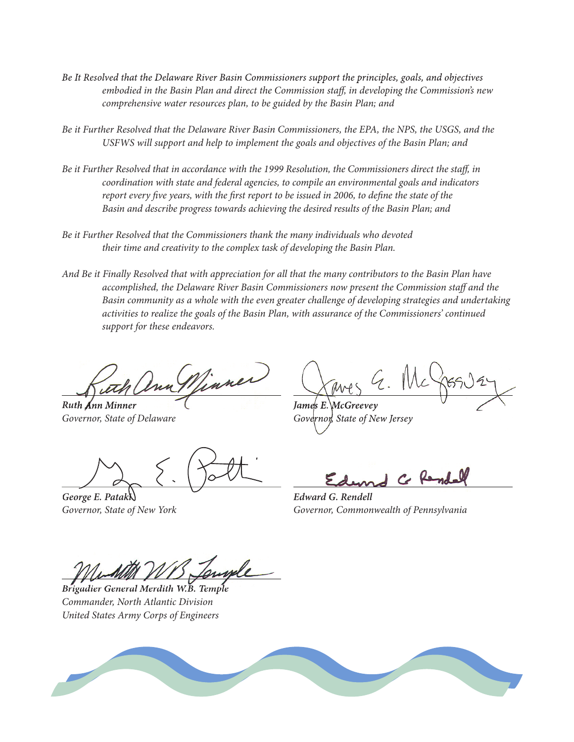*Be It Resolved that the Delaware River Basin Commissioners support the principles, goals, and objectives embodied in the Basin Plan and direct the Commission staff, in developing the Commission's new comprehensive water resources plan, to be guided by the Basin Plan; and*

*Be it Further Resolved that the Delaware River Basin Commissioners, the EPA, the NPS, the USGS, and the USFWS will support and help to implement the goals and objectives of the Basin Plan; and*

*Be it Further Resolved that in accordance with the 1999 Resolution, the Commissioners direct the staff, in coordination with state and federal agencies, to compile an environmental goals and indicators report every five years, with the first report to be issued in 2006, to define the state of the Basin and describe progress towards achieving the desired results of the Basin Plan; and*

*Be it Further Resolved that the Commissioners thank the many individuals who devoted their time and creativity to the complex task of developing the Basin Plan.*

*And Be it Finally Resolved that with appreciation for all that the many contributors to the Basin Plan have accomplished, the Delaware River Basin Commissioners now present the Commission staff and the Basin community as a whole with the even greater challenge of developing strategies and undertaking activities to realize the goals of the Basin Plan, with assurance of the Commissioners' continued support for these endeavors.*

***Ruth Ann Minner***
*Governor, State of Delaware*

***James E. McGreevey***
*Governor, State of New Jersey*

***George E. Pataki***
*Governor, State of New York*

***Edward G. Rendell***
*Governor, Commonwealth of Pennsylvania*

***Brigadier General Merdith W.B. Temple***
*Commander, North Atlantic Division*
*United States Army Corps of Engineers*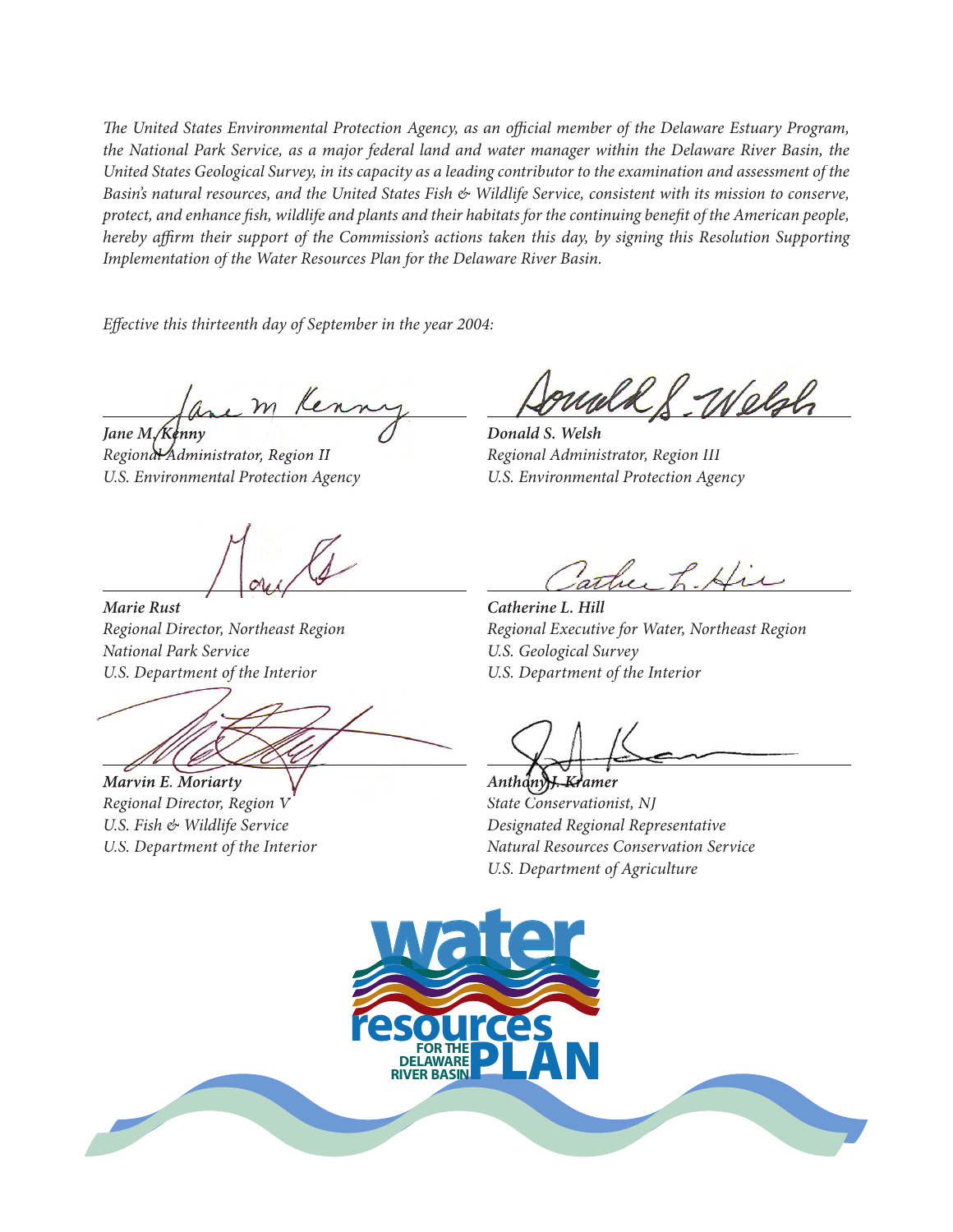*The United States Environmental Protection Agency, as an official member of the Delaware Estuary Program, the National Park Service, as a major federal land and water manager within the Delaware River Basin, the United States Geological Survey, in its capacity as a leading contributor to the examination and assessment of the Basin's natural resources, and the United States Fish & Wildlife Service, consistent with its mission to conserve, protect, and enhance fish, wildlife and plants and their habitats for the continuing benefit of the American people, hereby affirm their support of the Commission's actions taken this day, by signing this Resolution Supporting Implementation of the Water Resources Plan for the Delaware River Basin.*

*Effective this thirteenth day of September in the year 2004:*

***Jane M. Kenny***
*Regional Administrator, Region II*
*U.S. Environmental Protection Agency*

***Donald S. Welsh***
*Regional Administrator, Region III*
*U.S. Environmental Protection Agency*

***Marie Rust***
*Regional Director, Northeast Region*
*National Park Service*
*U.S. Department of the Interior*

***Catherine L. Hill***
*Regional Executive for Water, Northeast Region*
*U.S. Geological Survey*
*U.S. Department of the Interior*

***Marvin E. Moriarty***
*Regional Director, Region V*
*U.S. Fish & Wildlife Service*
*U.S. Department of the Interior*

***Anthony J. Kramer***
*State Conservationist, NJ*
*Designated Regional Representative*
*Natural Resources Conservation Service*
*U.S. Department of Agriculture*

water resources PLAN FOR THE DELAWARE RIVER BASIN